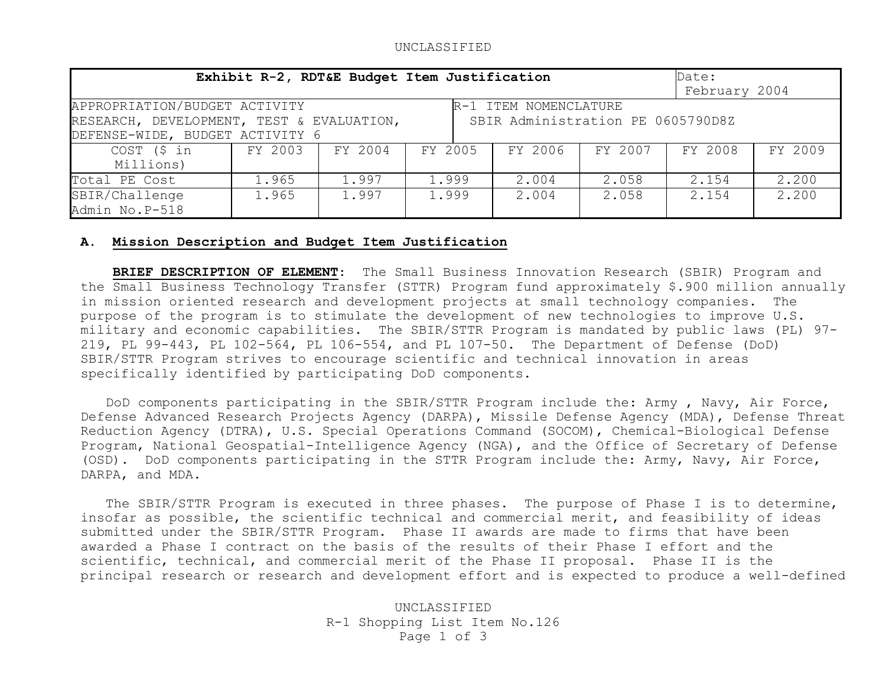UNCLASSIFIED

| Exhibit R-2, RDT&E Budget Item Justification | | | | | | | Date: February 2004 |
|---|---|---|---|---|---|---|---|
| APPROPRIATION/BUDGET ACTIVITY RESEARCH, DEVELOPMENT, TEST & EVALUATION, DEFENSE-WIDE, BUDGET ACTIVITY 6 | | | | R-1 ITEM NOMENCLATURE SBIR Administration PE 0605790D8Z | | | |
| COST ($ in Millions) | FY 2003 | FY 2004 | FY 2005 | FY 2006 | FY 2007 | FY 2008 | FY 2009 |
| Total PE Cost | 1.965 | 1.997 | 1.999 | 2.004 | 2.058 | 2.154 | 2.200 |
| SBIR/Challenge Admin No.P-518 | 1.965 | 1.997 | 1.999 | 2.004 | 2.058 | 2.154 | 2.200 |

## A. Mission Description and Budget Item Justification

**BRIEF DESCRIPTION OF ELEMENT**: The Small Business Innovation Research (SBIR) Program and the Small Business Technology Transfer (STTR) Program fund approximately $.900 million annually in mission oriented research and development projects at small technology companies. The purpose of the program is to stimulate the development of new technologies to improve U.S. military and economic capabilities. The SBIR/STTR Program is mandated by public laws (PL) 97-219, PL 99-443, PL 102-564, PL 106-554, and PL 107-50. The Department of Defense (DoD) SBIR/STTR Program strives to encourage scientific and technical innovation in areas specifically identified by participating DoD components.

DoD components participating in the SBIR/STTR Program include the: Army , Navy, Air Force, Defense Advanced Research Projects Agency (DARPA), Missile Defense Agency (MDA), Defense Threat Reduction Agency (DTRA), U.S. Special Operations Command (SOCOM), Chemical-Biological Defense Program, National Geospatial-Intelligence Agency (NGA), and the Office of Secretary of Defense (OSD). DoD components participating in the STTR Program include the: Army, Navy, Air Force, DARPA, and MDA.

The SBIR/STTR Program is executed in three phases. The purpose of Phase I is to determine, insofar as possible, the scientific technical and commercial merit, and feasibility of ideas submitted under the SBIR/STTR Program. Phase II awards are made to firms that have been awarded a Phase I contract on the basis of the results of their Phase I effort and the scientific, technical, and commercial merit of the Phase II proposal. Phase II is the principal research or research and development effort and is expected to produce a well-defined

UNCLASSIFIED

R-1 Shopping List Item No.126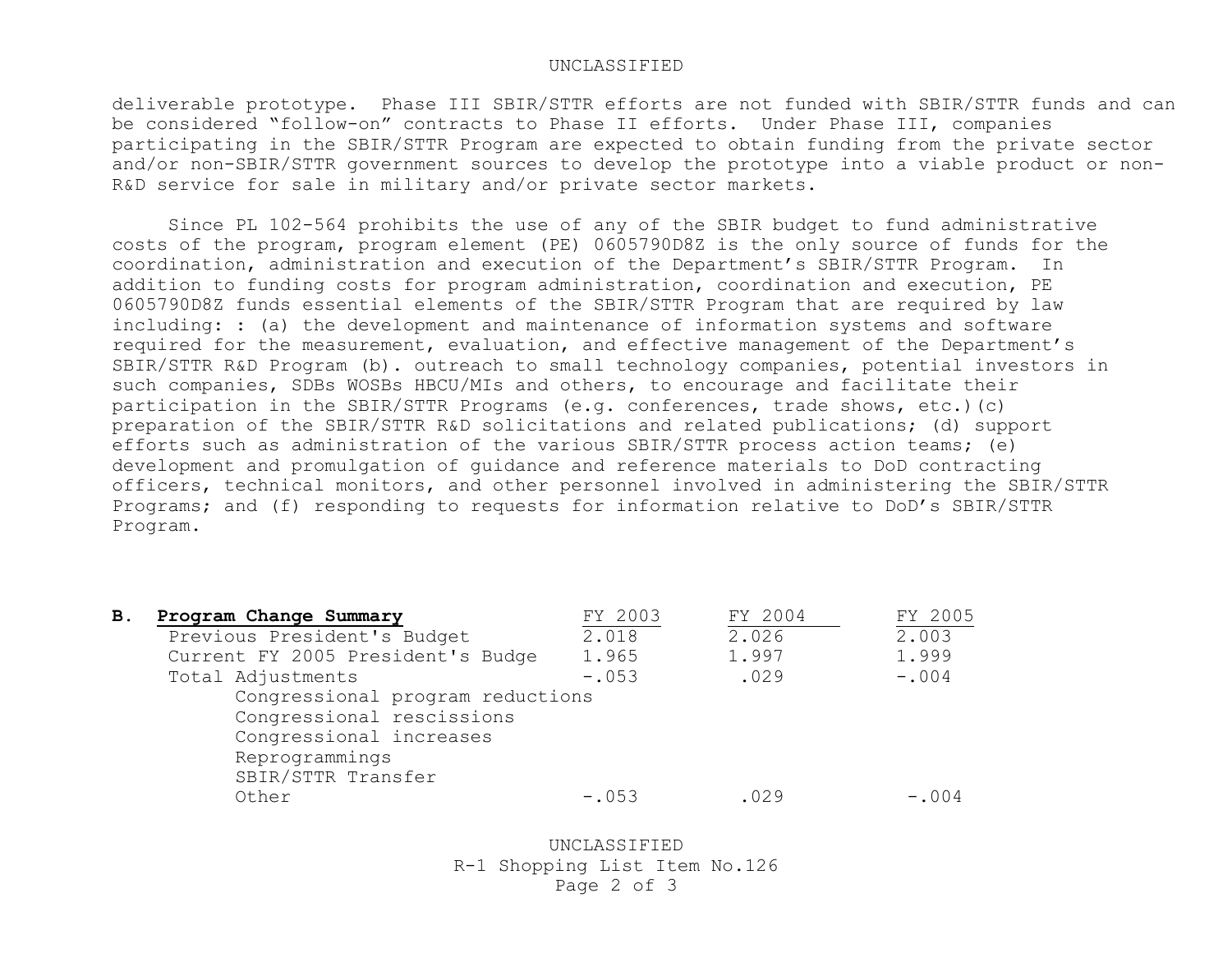deliverable prototype. Phase III SBIR/STTR efforts are not funded with SBIR/STTR funds and can be considered "follow-on" contracts to Phase II efforts. Under Phase III, companies participating in the SBIR/STTR Program are expected to obtain funding from the private sector and/or non-SBIR/STTR government sources to develop the prototype into a viable product or non-R&D service for sale in military and/or private sector markets.

Since PL 102-564 prohibits the use of any of the SBIR budget to fund administrative costs of the program, program element (PE) 0605790D8Z is the only source of funds for the coordination, administration and execution of the Department's SBIR/STTR Program. In addition to funding costs for program administration, coordination and execution, PE 0605790D8Z funds essential elements of the SBIR/STTR Program that are required by law including: : (a) the development and maintenance of information systems and software required for the measurement, evaluation, and effective management of the Department's SBIR/STTR R&D Program (b). outreach to small technology companies, potential investors in such companies, SDBs WOSBs HBCU/MIs and others, to encourage and facilitate their participation in the SBIR/STTR Programs (e.g. conferences, trade shows, etc.)(c) preparation of the SBIR/STTR R&D solicitations and related publications; (d) support efforts such as administration of the various SBIR/STTR process action teams; (e) development and promulgation of guidance and reference materials to DoD contracting officers, technical monitors, and other personnel involved in administering the SBIR/STTR Programs; and (f) responding to requests for information relative to DoD's SBIR/STTR Program.

## B. Program Change Summary

| **Program Change Summary** | FY 2003 | FY 2004 | FY 2005 |
|---|---|---|---|
| Previous President's Budget | 2.018 | 2.026 | 2.003 |
| Current FY 2005 President's Budge | 1.965 | 1.997 | 1.999 |
| Total Adjustments | -.053 | .029 | -.004 |
| Congressional program reductions | | | |
| Congressional rescissions | | | |
| Congressional increases | | | |
| Reprogrammings | | | |
| SBIR/STTR Transfer | | | |
| Other | -.053 | .029 | -.004 |

R-1 Shopping List Item No.126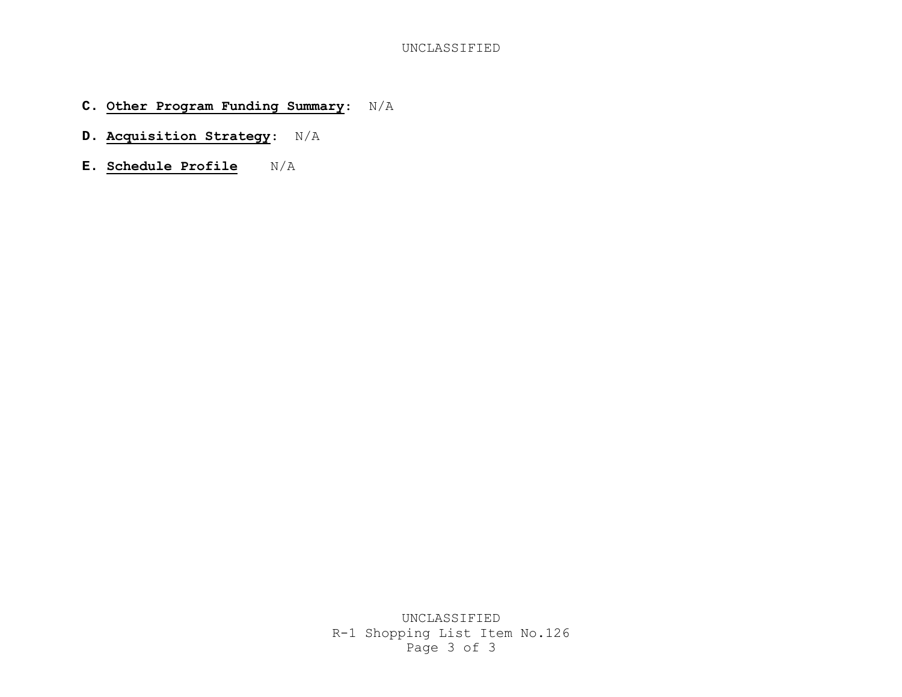**C. <u>Other Program Funding Summary</u>:** N/A

**D. <u>Acquisition Strategy</u>:** N/A

**E. <u>Schedule Profile</u>** N/A